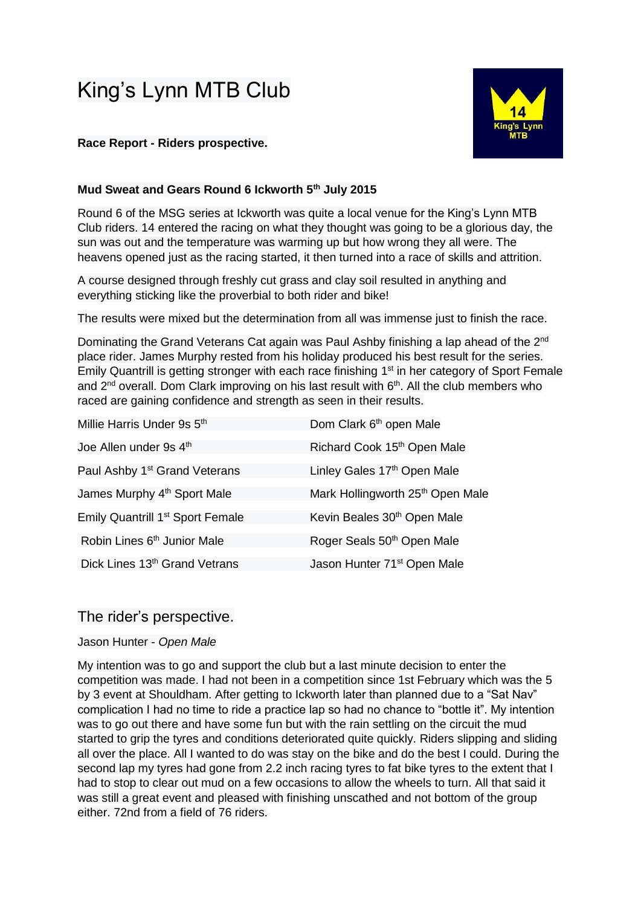# King's Lynn MTB Club

**Race Report - Riders prospective.**

**Mud Sweat and Gears Round 6 Ickworth 5th July 2015**

Round 6 of the MSG series at Ickworth was quite a local venue for the King's Lynn MTB Club riders. 14 entered the racing on what they thought was going to be a glorious day, the sun was out and the temperature was warming up but how wrong they all were. The heavens opened just as the racing started, it then turned into a race of skills and attrition.

A course designed through freshly cut grass and clay soil resulted in anything and everything sticking like the proverbial to both rider and bike!

The results were mixed but the determination from all was immense just to finish the race.

Dominating the Grand Veterans Cat again was Paul Ashby finishing a lap ahead of the 2nd place rider. James Murphy rested from his holiday produced his best result for the series. Emily Quantrill is getting stronger with each race finishing 1st in her category of Sport Female and 2nd overall. Dom Clark improving on his last result with 6th. All the club members who raced are gaining confidence and strength as seen in their results.

| | |
|---|---|
| Millie Harris Under 9s 5th | Dom Clark 6th open Male |
| Joe Allen under 9s 4th | Richard Cook 15th Open Male |
| Paul Ashby 1st Grand Veterans | Linley Gales 17th Open Male |
| James Murphy 4th Sport Male | Mark Hollingworth 25th Open Male |
| Emily Quantrill 1st Sport Female | Kevin Beales 30th Open Male |
| Robin Lines 6th Junior Male | Roger Seals 50th Open Male |
| Dick Lines 13th Grand Vetrans | Jason Hunter 71st Open Male |

## The rider's perspective.

Jason Hunter - *Open Male*

My intention was to go and support the club but a last minute decision to enter the competition was made. I had not been in a competition since 1st February which was the 5 by 3 event at Shouldham. After getting to Ickworth later than planned due to a "Sat Nav" complication I had no time to ride a practice lap so had no chance to "bottle it". My intention was to go out there and have some fun but with the rain settling on the circuit the mud started to grip the tyres and conditions deteriorated quite quickly. Riders slipping and sliding all over the place. All I wanted to do was stay on the bike and do the best I could. During the second lap my tyres had gone from 2.2 inch racing tyres to fat bike tyres to the extent that I had to stop to clear out mud on a few occasions to allow the wheels to turn. All that said it was still a great event and pleased with finishing unscathed and not bottom of the group either. 72nd from a field of 76 riders.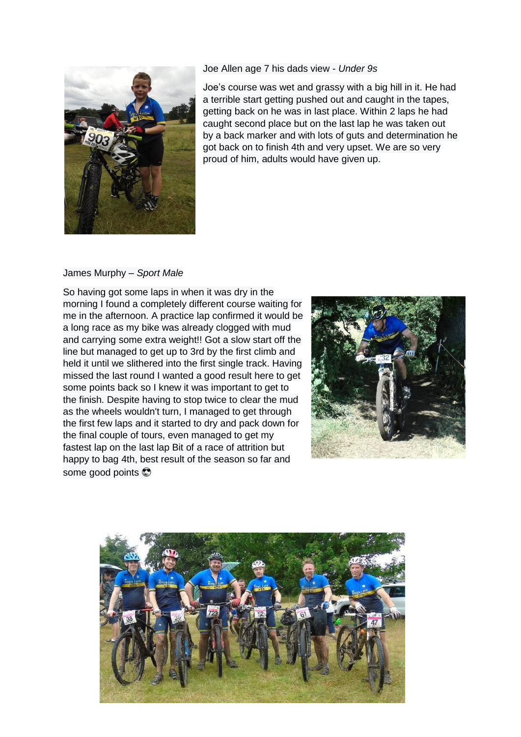Joe Allen age 7 his dads view - *Under 9s*

Joe's course was wet and grassy with a big hill in it. He had a terrible start getting pushed out and caught in the tapes, getting back on he was in last place. Within 2 laps he had caught second place but on the last lap he was taken out by a back marker and with lots of guts and determination he got back on to finish 4th and very upset. We are so very proud of him, adults would have given up.

James Murphy – *Sport Male*

So having got some laps in when it was dry in the morning I found a completely different course waiting for me in the afternoon. A practice lap confirmed it would be a long race as my bike was already clogged with mud and carrying some extra weight!! Got a slow start off the line but managed to get up to 3rd by the first climb and held it until we slithered into the first single track. Having missed the last round I wanted a good result here to get some points back so I knew it was important to get to the finish. Despite having to stop twice to clear the mud as the wheels wouldn't turn, I managed to get through the first few laps and it started to dry and pack down for the final couple of tours, even managed to get my fastest lap on the last lap Bit of a race of attrition but happy to bag 4th, best result of the season so far and some good points 😎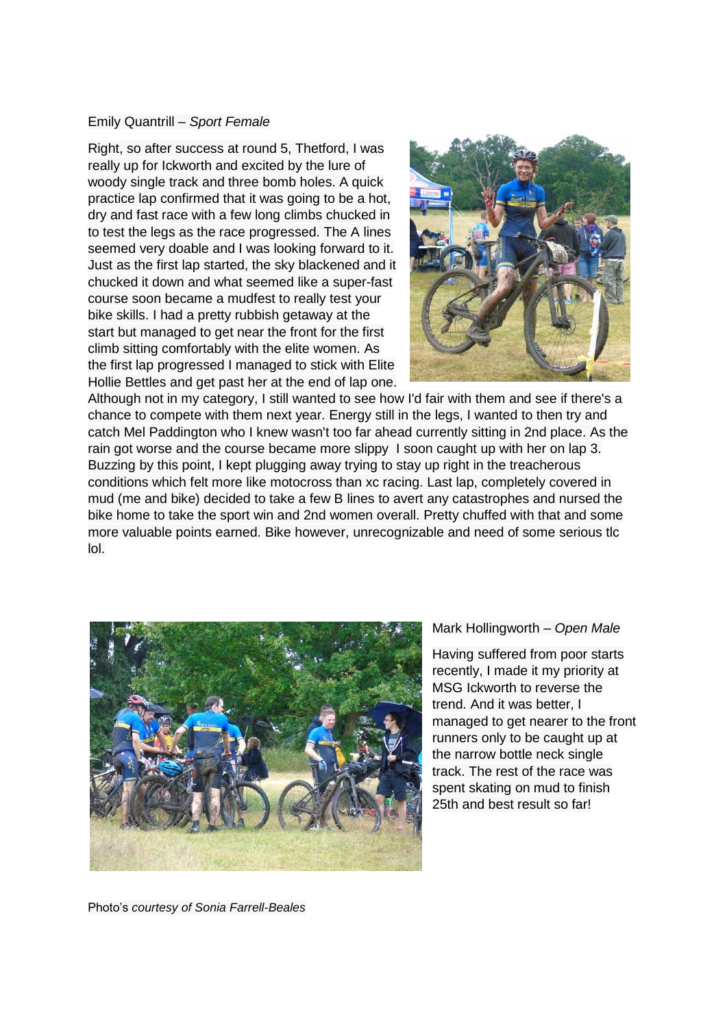Emily Quantrill – *Sport Female*

Right, so after success at round 5, Thetford, I was really up for Ickworth and excited by the lure of woody single track and three bomb holes. A quick practice lap confirmed that it was going to be a hot, dry and fast race with a few long climbs chucked in to test the legs as the race progressed. The A lines seemed very doable and I was looking forward to it. Just as the first lap started, the sky blackened and it chucked it down and what seemed like a super-fast course soon became a mudfest to really test your bike skills. I had a pretty rubbish getaway at the start but managed to get near the front for the first climb sitting comfortably with the elite women. As the first lap progressed I managed to stick with Elite Hollie Bettles and get past her at the end of lap one. Although not in my category, I still wanted to see how I'd fair with them and see if there's a chance to compete with them next year. Energy still in the legs, I wanted to then try and catch Mel Paddington who I knew wasn't too far ahead currently sitting in 2nd place. As the rain got worse and the course became more slippy I soon caught up with her on lap 3. Buzzing by this point, I kept plugging away trying to stay up right in the treacherous conditions which felt more like motocross than xc racing. Last lap, completely covered in mud (me and bike) decided to take a few B lines to avert any catastrophes and nursed the bike home to take the sport win and 2nd women overall. Pretty chuffed with that and some more valuable points earned. Bike however, unrecognizable and need of some serious tlc lol.

Mark Hollingworth – *Open Male*

Having suffered from poor starts recently, I made it my priority at MSG Ickworth to reverse the trend. And it was better, I managed to get nearer to the front runners only to be caught up at the narrow bottle neck single track. The rest of the race was spent skating on mud to finish 25th and best result so far!

Photo's *courtesy of Sonia Farrell-Beales*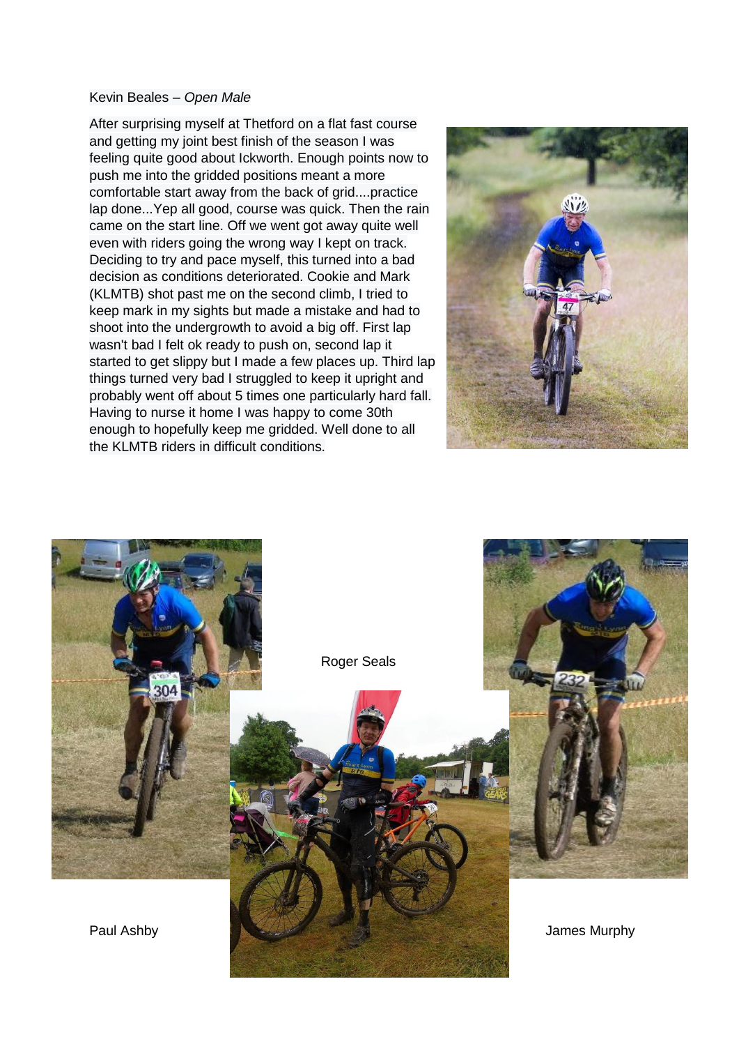Kevin Beales – *Open Male*

After surprising myself at Thetford on a flat fast course and getting my joint best finish of the season I was feeling quite good about Ickworth. Enough points now to push me into the gridded positions meant a more comfortable start away from the back of grid....practice lap done...Yep all good, course was quick. Then the rain came on the start line. Off we went got away quite well even with riders going the wrong way I kept on track. Deciding to try and pace myself, this turned into a bad decision as conditions deteriorated. Cookie and Mark (KLMTB) shot past me on the second climb, I tried to keep mark in my sights but made a mistake and had to shoot into the undergrowth to avoid a big off. First lap wasn't bad I felt ok ready to push on, second lap it started to get slippy but I made a few places up. Third lap things turned very bad I struggled to keep it upright and probably went off about 5 times one particularly hard fall. Having to nurse it home I was happy to come 30th enough to hopefully keep me gridded. Well done to all the KLMTB riders in difficult conditions.

Roger Seals

Paul Ashby

James Murphy